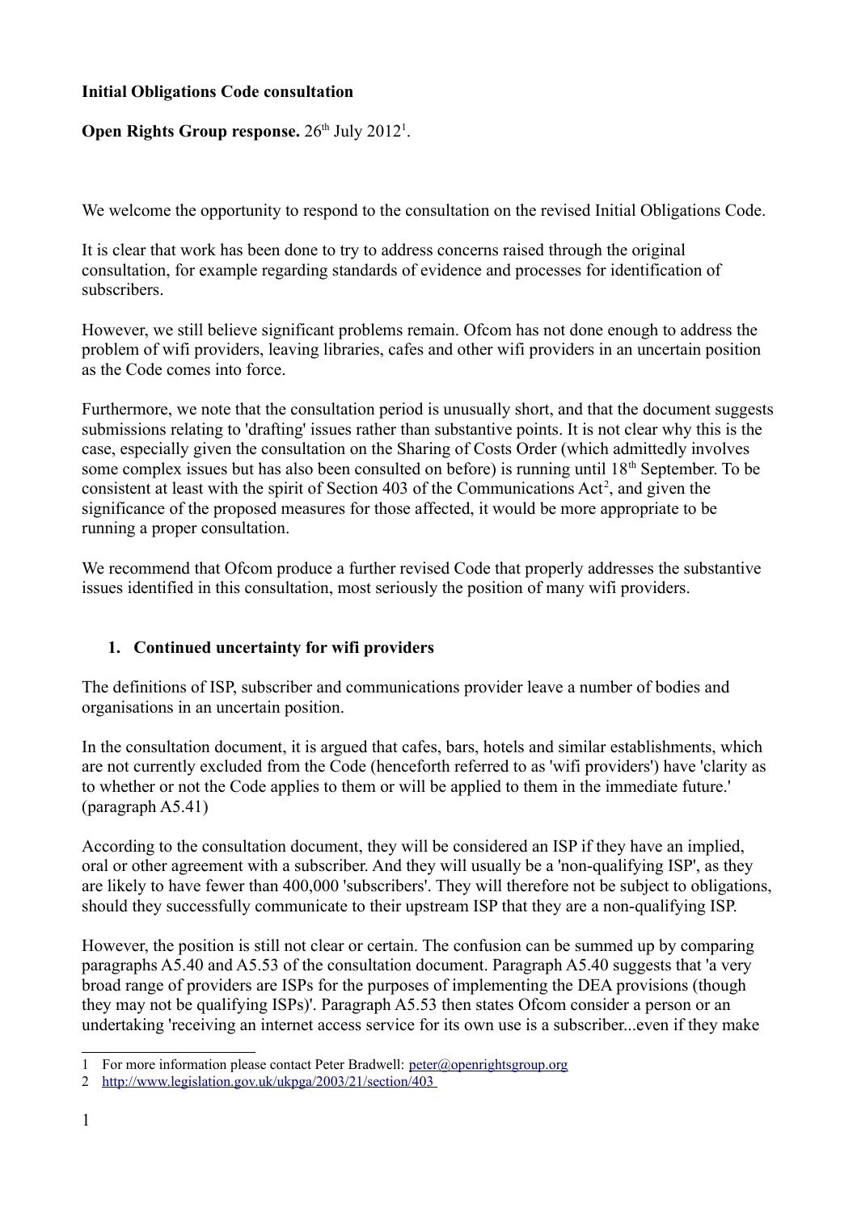**Initial Obligations Code consultation**

**Open Rights Group response.** 26th July 2012[1].

We welcome the opportunity to respond to the consultation on the revised Initial Obligations Code.

It is clear that work has been done to try to address concerns raised through the original consultation, for example regarding standards of evidence and processes for identification of subscribers.

However, we still believe significant problems remain. Ofcom has not done enough to address the problem of wifi providers, leaving libraries, cafes and other wifi providers in an uncertain position as the Code comes into force.

Furthermore, we note that the consultation period is unusually short, and that the document suggests submissions relating to 'drafting' issues rather than substantive points. It is not clear why this is the case, especially given the consultation on the Sharing of Costs Order (which admittedly involves some complex issues but has also been consulted on before) is running until 18th September. To be consistent at least with the spirit of Section 403 of the Communications Act[2], and given the significance of the proposed measures for those affected, it would be more appropriate to be running a proper consultation.

We recommend that Ofcom produce a further revised Code that properly addresses the substantive issues identified in this consultation, most seriously the position of many wifi providers.

## 1. Continued uncertainty for wifi providers

The definitions of ISP, subscriber and communications provider leave a number of bodies and organisations in an uncertain position.

In the consultation document, it is argued that cafes, bars, hotels and similar establishments, which are not currently excluded from the Code (henceforth referred to as 'wifi providers') have 'clarity as to whether or not the Code applies to them or will be applied to them in the immediate future.' (paragraph A5.41)

According to the consultation document, they will be considered an ISP if they have an implied, oral or other agreement with a subscriber. And they will usually be a 'non-qualifying ISP', as they are likely to have fewer than 400,000 'subscribers'. They will therefore not be subject to obligations, should they successfully communicate to their upstream ISP that they are a non-qualifying ISP.

However, the position is still not clear or certain. The confusion can be summed up by comparing paragraphs A5.40 and A5.53 of the consultation document. Paragraph A5.40 suggests that 'a very broad range of providers are ISPs for the purposes of implementing the DEA provisions (though they may not be qualifying ISPs)'. Paragraph A5.53 then states Ofcom consider a person or an undertaking 'receiving an internet access service for its own use is a subscriber...even if they make

---

1 For more information please contact Peter Bradwell: peter@openrightsgroup.org

2 http://www.legislation.gov.uk/ukpga/2003/21/section/403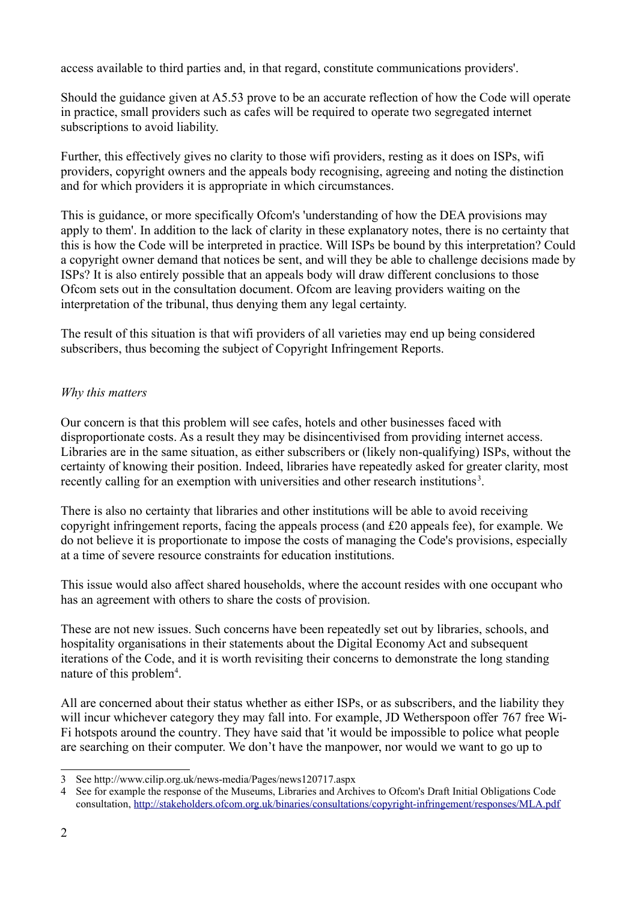access available to third parties and, in that regard, constitute communications providers'.

Should the guidance given at A5.53 prove to be an accurate reflection of how the Code will operate in practice, small providers such as cafes will be required to operate two segregated internet subscriptions to avoid liability.

Further, this effectively gives no clarity to those wifi providers, resting as it does on ISPs, wifi providers, copyright owners and the appeals body recognising, agreeing and noting the distinction and for which providers it is appropriate in which circumstances.

This is guidance, or more specifically Ofcom's 'understanding of how the DEA provisions may apply to them'. In addition to the lack of clarity in these explanatory notes, there is no certainty that this is how the Code will be interpreted in practice. Will ISPs be bound by this interpretation? Could a copyright owner demand that notices be sent, and will they be able to challenge decisions made by ISPs? It is also entirely possible that an appeals body will draw different conclusions to those Ofcom sets out in the consultation document. Ofcom are leaving providers waiting on the interpretation of the tribunal, thus denying them any legal certainty.

The result of this situation is that wifi providers of all varieties may end up being considered subscribers, thus becoming the subject of Copyright Infringement Reports.

*Why this matters*

Our concern is that this problem will see cafes, hotels and other businesses faced with disproportionate costs. As a result they may be disincentivised from providing internet access. Libraries are in the same situation, as either subscribers or (likely non-qualifying) ISPs, without the certainty of knowing their position. Indeed, libraries have repeatedly asked for greater clarity, most recently calling for an exemption with universities and other research institutions[3].

There is also no certainty that libraries and other institutions will be able to avoid receiving copyright infringement reports, facing the appeals process (and £20 appeals fee), for example. We do not believe it is proportionate to impose the costs of managing the Code's provisions, especially at a time of severe resource constraints for education institutions.

This issue would also affect shared households, where the account resides with one occupant who has an agreement with others to share the costs of provision.

These are not new issues. Such concerns have been repeatedly set out by libraries, schools, and hospitality organisations in their statements about the Digital Economy Act and subsequent iterations of the Code, and it is worth revisiting their concerns to demonstrate the long standing nature of this problem[4].

All are concerned about their status whether as either ISPs, or as subscribers, and the liability they will incur whichever category they may fall into. For example, JD Wetherspoon offer 767 free Wi-Fi hotspots around the country. They have said that 'it would be impossible to police what people are searching on their computer. We don't have the manpower, nor would we want to go up to

---

3 See http://www.cilip.org.uk/news-media/Pages/news120717.aspx

4 See for example the response of the Museums, Libraries and Archives to Ofcom's Draft Initial Obligations Code consultation, http://stakeholders.ofcom.org.uk/binaries/consultations/copyright-infringement/responses/MLA.pdf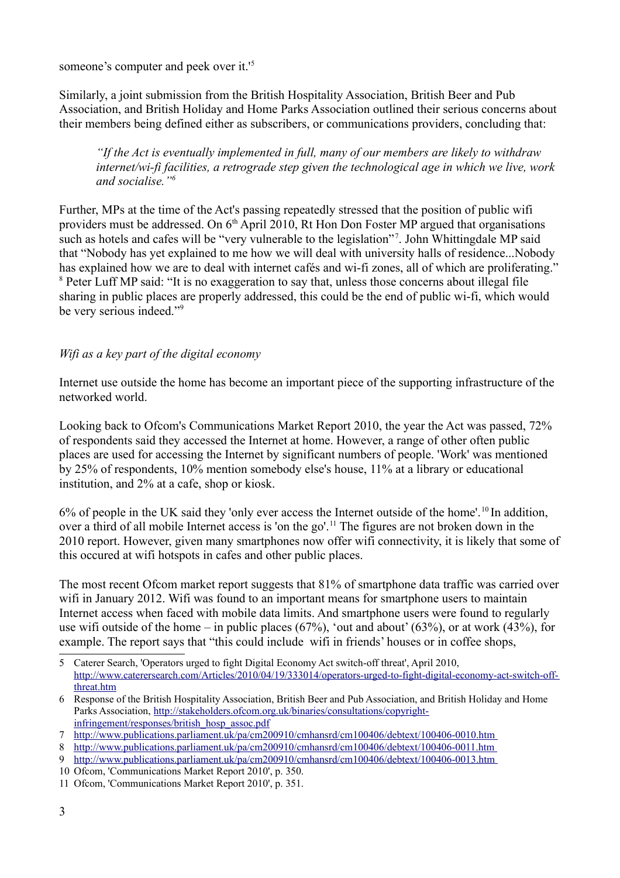someone's computer and peek over it.'[5]

Similarly, a joint submission from the British Hospitality Association, British Beer and Pub Association, and British Holiday and Home Parks Association outlined their serious concerns about their members being defined either as subscribers, or communications providers, concluding that:

> *"If the Act is eventually implemented in full, many of our members are likely to withdraw internet/wi-fi facilities, a retrograde step given the technological age in which we live, work and socialise."*[6]

Further, MPs at the time of the Act's passing repeatedly stressed that the position of public wifi providers must be addressed. On 6th April 2010, Rt Hon Don Foster MP argued that organisations such as hotels and cafes will be "very vulnerable to the legislation"[7]. John Whittingdale MP said that "Nobody has yet explained to me how we will deal with university halls of residence...Nobody has explained how we are to deal with internet cafés and wi-fi zones, all of which are proliferating."[8] Peter Luff MP said: "It is no exaggeration to say that, unless those concerns about illegal file sharing in public places are properly addressed, this could be the end of public wi-fi, which would be very serious indeed."[9]

*Wifi as a key part of the digital economy*

Internet use outside the home has become an important piece of the supporting infrastructure of the networked world.

Looking back to Ofcom's Communications Market Report 2010, the year the Act was passed, 72% of respondents said they accessed the Internet at home. However, a range of other often public places are used for accessing the Internet by significant numbers of people. 'Work' was mentioned by 25% of respondents, 10% mention somebody else's house, 11% at a library or educational institution, and 2% at a cafe, shop or kiosk.

6% of people in the UK said they 'only ever access the Internet outside of the home'.[10] In addition, over a third of all mobile Internet access is 'on the go'.[11] The figures are not broken down in the 2010 report. However, given many smartphones now offer wifi connectivity, it is likely that some of this occured at wifi hotspots in cafes and other public places.

The most recent Ofcom market report suggests that 81% of smartphone data traffic was carried over wifi in January 2012. Wifi was found to an important means for smartphone users to maintain Internet access when faced with mobile data limits. And smartphone users were found to regularly use wifi outside of the home – in public places (67%), 'out and about' (63%), or at work (43%), for example. The report says that "this could include wifi in friends' houses or in coffee shops,

---

5 Caterer Search, 'Operators urged to fight Digital Economy Act switch-off threat', April 2010, http://www.caterersearch.com/Articles/2010/04/19/333014/operators-urged-to-fight-digital-economy-act-switch-off-threat.htm

6 Response of the British Hospitality Association, British Beer and Pub Association, and British Holiday and Home Parks Association, http://stakeholders.ofcom.org.uk/binaries/consultations/copyright-infringement/responses/british_hosp_assoc.pdf

7 http://www.publications.parliament.uk/pa/cm200910/cmhansrd/cm100406/debtext/100406-0010.htm

8 http://www.publications.parliament.uk/pa/cm200910/cmhansrd/cm100406/debtext/100406-0011.htm

9 http://www.publications.parliament.uk/pa/cm200910/cmhansrd/cm100406/debtext/100406-0013.htm

10 Ofcom, 'Communications Market Report 2010', p. 350.

11 Ofcom, 'Communications Market Report 2010', p. 351.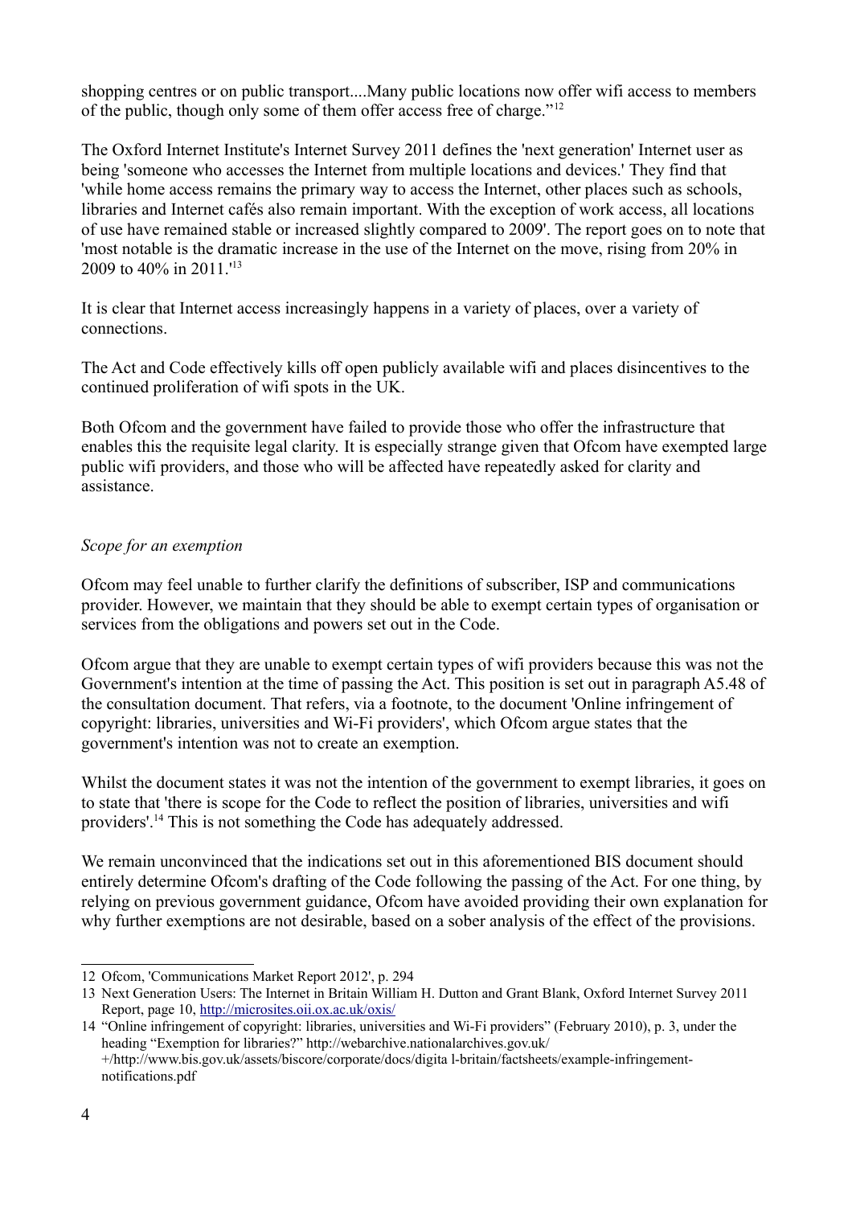shopping centres or on public transport....Many public locations now offer wifi access to members of the public, though only some of them offer access free of charge."[12]

The Oxford Internet Institute's Internet Survey 2011 defines the 'next generation' Internet user as being 'someone who accesses the Internet from multiple locations and devices.' They find that 'while home access remains the primary way to access the Internet, other places such as schools, libraries and Internet cafés also remain important. With the exception of work access, all locations of use have remained stable or increased slightly compared to 2009'. The report goes on to note that 'most notable is the dramatic increase in the use of the Internet on the move, rising from 20% in 2009 to 40% in 2011.'[13]

It is clear that Internet access increasingly happens in a variety of places, over a variety of connections.

The Act and Code effectively kills off open publicly available wifi and places disincentives to the continued proliferation of wifi spots in the UK.

Both Ofcom and the government have failed to provide those who offer the infrastructure that enables this the requisite legal clarity. It is especially strange given that Ofcom have exempted large public wifi providers, and those who will be affected have repeatedly asked for clarity and assistance.

*Scope for an exemption*

Ofcom may feel unable to further clarify the definitions of subscriber, ISP and communications provider. However, we maintain that they should be able to exempt certain types of organisation or services from the obligations and powers set out in the Code.

Ofcom argue that they are unable to exempt certain types of wifi providers because this was not the Government's intention at the time of passing the Act. This position is set out in paragraph A5.48 of the consultation document. That refers, via a footnote, to the document 'Online infringement of copyright: libraries, universities and Wi-Fi providers', which Ofcom argue states that the government's intention was not to create an exemption.

Whilst the document states it was not the intention of the government to exempt libraries, it goes on to state that 'there is scope for the Code to reflect the position of libraries, universities and wifi providers'.[14] This is not something the Code has adequately addressed.

We remain unconvinced that the indications set out in this aforementioned BIS document should entirely determine Ofcom's drafting of the Code following the passing of the Act. For one thing, by relying on previous government guidance, Ofcom have avoided providing their own explanation for why further exemptions are not desirable, based on a sober analysis of the effect of the provisions.

---

12 Ofcom, 'Communications Market Report 2012', p. 294

13 Next Generation Users: The Internet in Britain William H. Dutton and Grant Blank, Oxford Internet Survey 2011 Report, page 10, http://microsites.oii.ox.ac.uk/oxis/

14 "Online infringement of copyright: libraries, universities and Wi-Fi providers" (February 2010), p. 3, under the heading "Exemption for libraries?" http://webarchive.nationalarchives.gov.uk/+/http://www.bis.gov.uk/assets/biscore/corporate/docs/digita l-britain/factsheets/example-infringement-notifications.pdf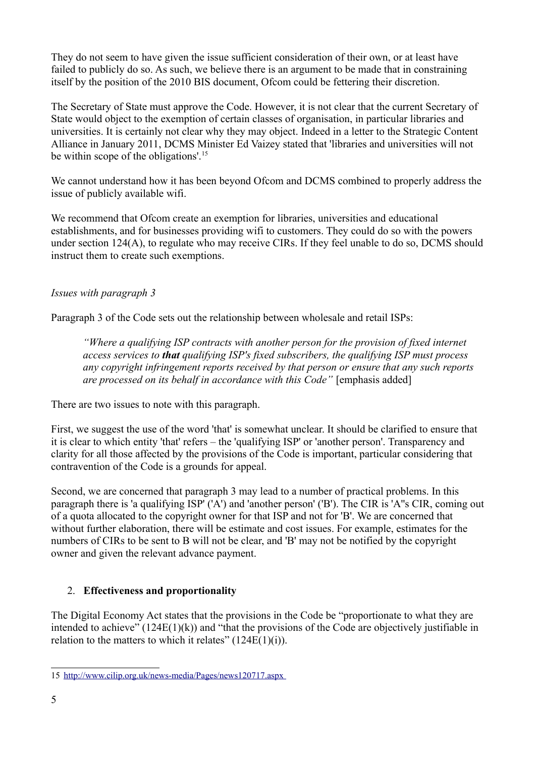They do not seem to have given the issue sufficient consideration of their own, or at least have failed to publicly do so. As such, we believe there is an argument to be made that in constraining itself by the position of the 2010 BIS document, Ofcom could be fettering their discretion.

The Secretary of State must approve the Code. However, it is not clear that the current Secretary of State would object to the exemption of certain classes of organisation, in particular libraries and universities. It is certainly not clear why they may object. Indeed in a letter to the Strategic Content Alliance in January 2011, DCMS Minister Ed Vaizey stated that 'libraries and universities will not be within scope of the obligations'.[15]

We cannot understand how it has been beyond Ofcom and DCMS combined to properly address the issue of publicly available wifi.

We recommend that Ofcom create an exemption for libraries, universities and educational establishments, and for businesses providing wifi to customers. They could do so with the powers under section 124(A), to regulate who may receive CIRs. If they feel unable to do so, DCMS should instruct them to create such exemptions.

*Issues with paragraph 3*

Paragraph 3 of the Code sets out the relationship between wholesale and retail ISPs:

> *"Where a qualifying ISP contracts with another person for the provision of fixed internet access services to* ***that*** *qualifying ISP's fixed subscribers, the qualifying ISP must process any copyright infringement reports received by that person or ensure that any such reports are processed on its behalf in accordance with this Code"* [emphasis added]

There are two issues to note with this paragraph.

First, we suggest the use of the word 'that' is somewhat unclear. It should be clarified to ensure that it is clear to which entity 'that' refers – the 'qualifying ISP' or 'another person'. Transparency and clarity for all those affected by the provisions of the Code is important, particular considering that contravention of the Code is a grounds for appeal.

Second, we are concerned that paragraph 3 may lead to a number of practical problems. In this paragraph there is 'a qualifying ISP' ('A') and 'another person' ('B'). The CIR is 'A''s CIR, coming out of a quota allocated to the copyright owner for that ISP and not for 'B'. We are concerned that without further elaboration, there will be estimate and cost issues. For example, estimates for the numbers of CIRs to be sent to B will not be clear, and 'B' may not be notified by the copyright owner and given the relevant advance payment.

2. **Effectiveness and proportionality**

The Digital Economy Act states that the provisions in the Code be "proportionate to what they are intended to achieve" (124E(1)(k)) and "that the provisions of the Code are objectively justifiable in relation to the matters to which it relates" (124E(1)(i)).

---

15 http://www.cilip.org.uk/news-media/Pages/news120717.aspx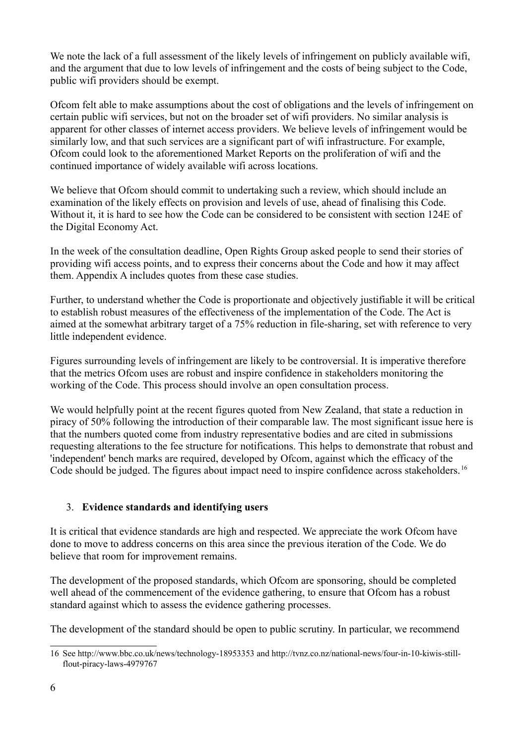We note the lack of a full assessment of the likely levels of infringement on publicly available wifi, and the argument that due to low levels of infringement and the costs of being subject to the Code, public wifi providers should be exempt.

Ofcom felt able to make assumptions about the cost of obligations and the levels of infringement on certain public wifi services, but not on the broader set of wifi providers. No similar analysis is apparent for other classes of internet access providers. We believe levels of infringement would be similarly low, and that such services are a significant part of wifi infrastructure. For example, Ofcom could look to the aforementioned Market Reports on the proliferation of wifi and the continued importance of widely available wifi across locations.

We believe that Ofcom should commit to undertaking such a review, which should include an examination of the likely effects on provision and levels of use, ahead of finalising this Code. Without it, it is hard to see how the Code can be considered to be consistent with section 124E of the Digital Economy Act.

In the week of the consultation deadline, Open Rights Group asked people to send their stories of providing wifi access points, and to express their concerns about the Code and how it may affect them. Appendix A includes quotes from these case studies.

Further, to understand whether the Code is proportionate and objectively justifiable it will be critical to establish robust measures of the effectiveness of the implementation of the Code. The Act is aimed at the somewhat arbitrary target of a 75% reduction in file-sharing, set with reference to very little independent evidence.

Figures surrounding levels of infringement are likely to be controversial. It is imperative therefore that the metrics Ofcom uses are robust and inspire confidence in stakeholders monitoring the working of the Code. This process should involve an open consultation process.

We would helpfully point at the recent figures quoted from New Zealand, that state a reduction in piracy of 50% following the introduction of their comparable law. The most significant issue here is that the numbers quoted come from industry representative bodies and are cited in submissions requesting alterations to the fee structure for notifications. This helps to demonstrate that robust and 'independent' bench marks are required, developed by Ofcom, against which the efficacy of the Code should be judged. The figures about impact need to inspire confidence across stakeholders.[16]

3. **Evidence standards and identifying users**

It is critical that evidence standards are high and respected. We appreciate the work Ofcom have done to move to address concerns on this area since the previous iteration of the Code. We do believe that room for improvement remains.

The development of the proposed standards, which Ofcom are sponsoring, should be completed well ahead of the commencement of the evidence gathering, to ensure that Ofcom has a robust standard against which to assess the evidence gathering processes.

The development of the standard should be open to public scrutiny. In particular, we recommend

---

16 See http://www.bbc.co.uk/news/technology-18953353 and http://tvnz.co.nz/national-news/four-in-10-kiwis-still-flout-piracy-laws-4979767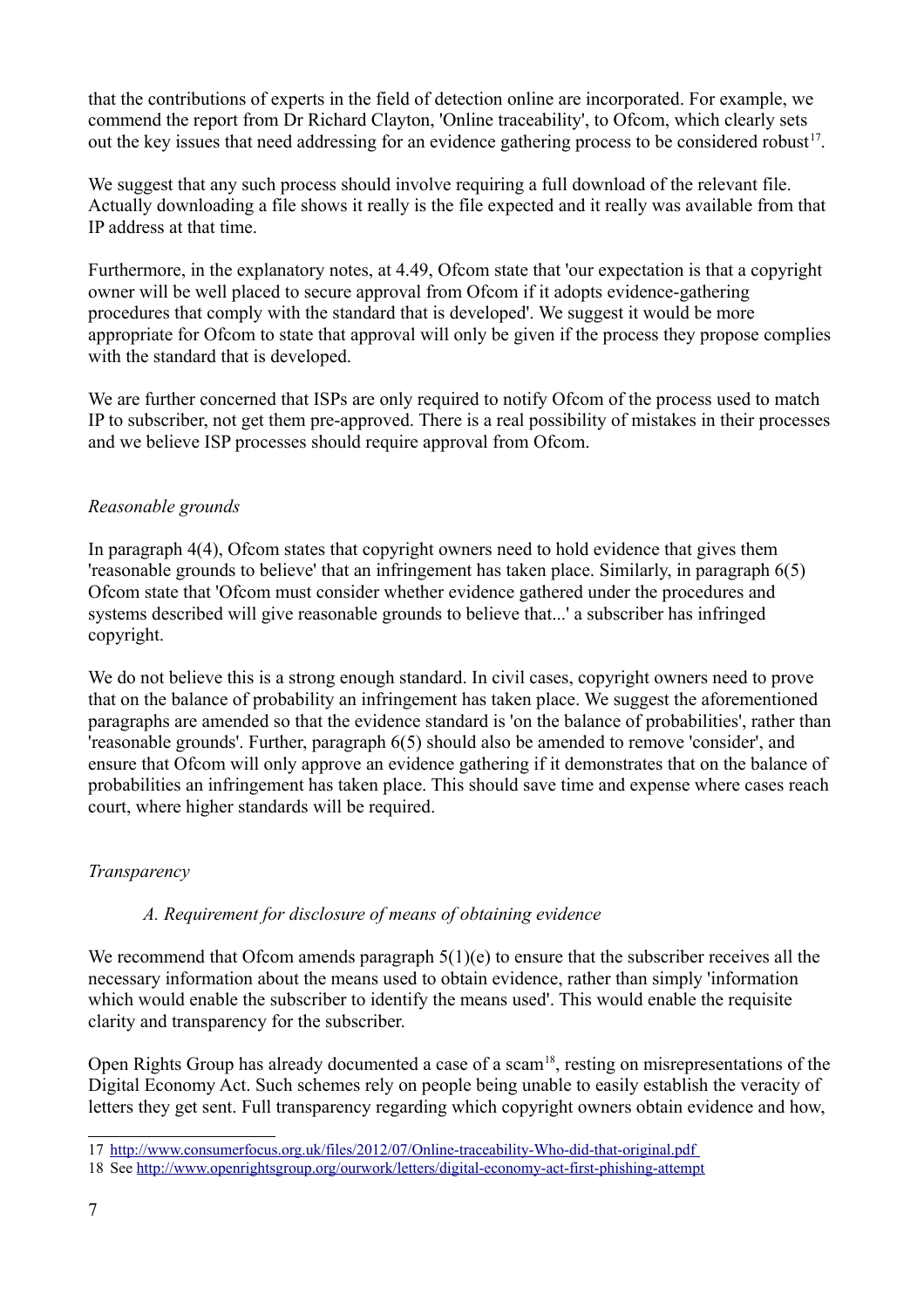that the contributions of experts in the field of detection online are incorporated. For example, we commend the report from Dr Richard Clayton, 'Online traceability', to Ofcom, which clearly sets out the key issues that need addressing for an evidence gathering process to be considered robust[17].

We suggest that any such process should involve requiring a full download of the relevant file. Actually downloading a file shows it really is the file expected and it really was available from that IP address at that time.

Furthermore, in the explanatory notes, at 4.49, Ofcom state that 'our expectation is that a copyright owner will be well placed to secure approval from Ofcom if it adopts evidence-gathering procedures that comply with the standard that is developed'. We suggest it would be more appropriate for Ofcom to state that approval will only be given if the process they propose complies with the standard that is developed.

We are further concerned that ISPs are only required to notify Ofcom of the process used to match IP to subscriber, not get them pre-approved. There is a real possibility of mistakes in their processes and we believe ISP processes should require approval from Ofcom.

*Reasonable grounds*

In paragraph 4(4), Ofcom states that copyright owners need to hold evidence that gives them 'reasonable grounds to believe' that an infringement has taken place. Similarly, in paragraph 6(5) Ofcom state that 'Ofcom must consider whether evidence gathered under the procedures and systems described will give reasonable grounds to believe that...' a subscriber has infringed copyright.

We do not believe this is a strong enough standard. In civil cases, copyright owners need to prove that on the balance of probability an infringement has taken place. We suggest the aforementioned paragraphs are amended so that the evidence standard is 'on the balance of probabilities', rather than 'reasonable grounds'. Further, paragraph 6(5) should also be amended to remove 'consider', and ensure that Ofcom will only approve an evidence gathering if it demonstrates that on the balance of probabilities an infringement has taken place. This should save time and expense where cases reach court, where higher standards will be required.

*Transparency*

*A. Requirement for disclosure of means of obtaining evidence*

We recommend that Ofcom amends paragraph 5(1)(e) to ensure that the subscriber receives all the necessary information about the means used to obtain evidence, rather than simply 'information which would enable the subscriber to identify the means used'. This would enable the requisite clarity and transparency for the subscriber.

Open Rights Group has already documented a case of a scam[18], resting on misrepresentations of the Digital Economy Act. Such schemes rely on people being unable to easily establish the veracity of letters they get sent. Full transparency regarding which copyright owners obtain evidence and how,

---

17 http://www.consumerfocus.org.uk/files/2012/07/Online-traceability-Who-did-that-original.pdf

18 See http://www.openrightsgroup.org/ourwork/letters/digital-economy-act-first-phishing-attempt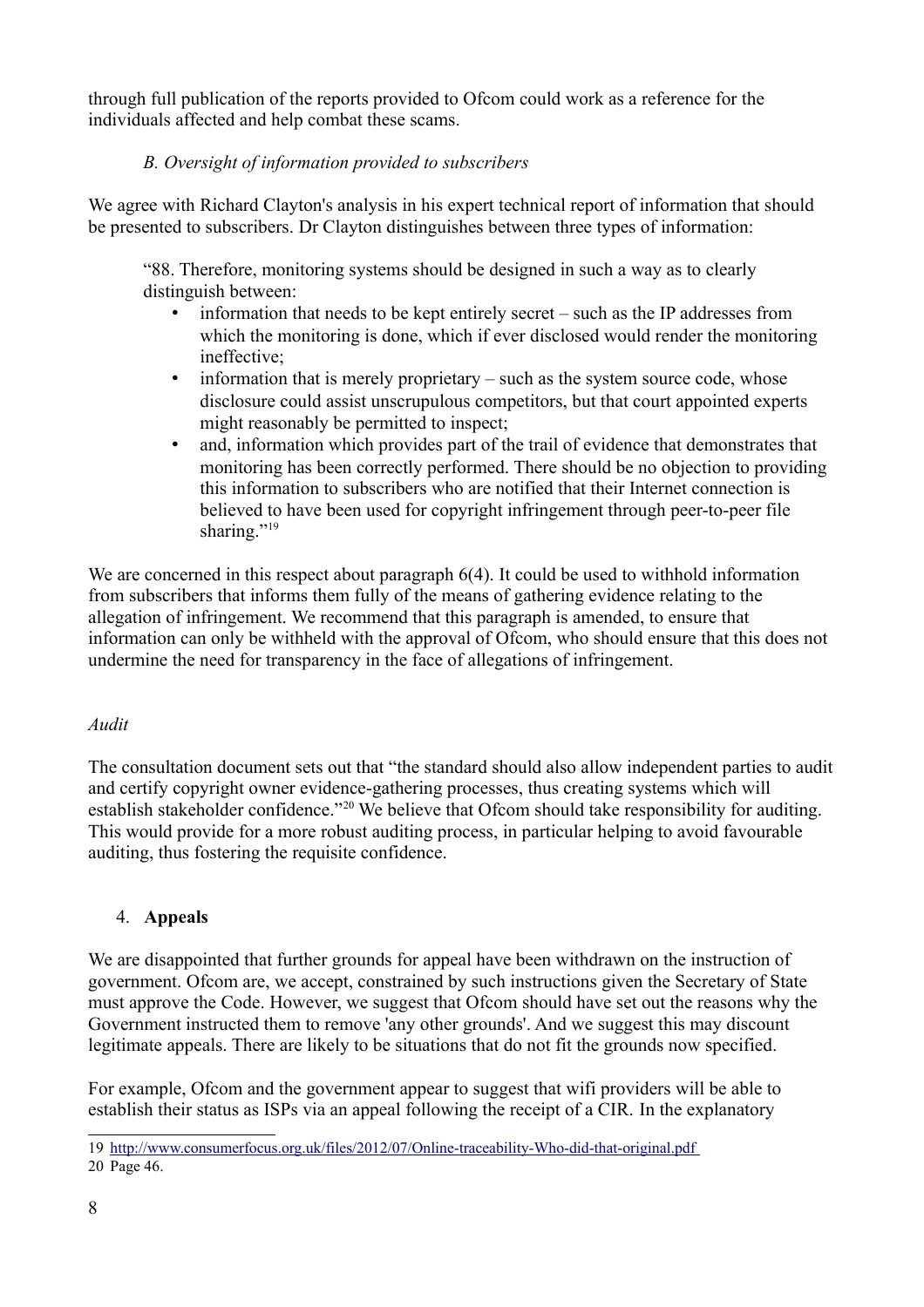through full publication of the reports provided to Ofcom could work as a reference for the individuals affected and help combat these scams.

*B. Oversight of information provided to subscribers*

We agree with Richard Clayton's analysis in his expert technical report of information that should be presented to subscribers. Dr Clayton distinguishes between three types of information:

> "88. Therefore, monitoring systems should be designed in such a way as to clearly distinguish between:
>
> - information that needs to be kept entirely secret – such as the IP addresses from which the monitoring is done, which if ever disclosed would render the monitoring ineffective;
> - information that is merely proprietary – such as the system source code, whose disclosure could assist unscrupulous competitors, but that court appointed experts might reasonably be permitted to inspect;
> - and, information which provides part of the trail of evidence that demonstrates that monitoring has been correctly performed. There should be no objection to providing this information to subscribers who are notified that their Internet connection is believed to have been used for copyright infringement through peer-to-peer file sharing."[19]

We are concerned in this respect about paragraph 6(4). It could be used to withhold information from subscribers that informs them fully of the means of gathering evidence relating to the allegation of infringement. We recommend that this paragraph is amended, to ensure that information can only be withheld with the approval of Ofcom, who should ensure that this does not undermine the need for transparency in the face of allegations of infringement.

*Audit*

The consultation document sets out that "the standard should also allow independent parties to audit and certify copyright owner evidence-gathering processes, thus creating systems which will establish stakeholder confidence."[20] We believe that Ofcom should take responsibility for auditing. This would provide for a more robust auditing process, in particular helping to avoid favourable auditing, thus fostering the requisite confidence.

4. **Appeals**

We are disappointed that further grounds for appeal have been withdrawn on the instruction of government. Ofcom are, we accept, constrained by such instructions given the Secretary of State must approve the Code. However, we suggest that Ofcom should have set out the reasons why the Government instructed them to remove 'any other grounds'. And we suggest this may discount legitimate appeals. There are likely to be situations that do not fit the grounds now specified.

For example, Ofcom and the government appear to suggest that wifi providers will be able to establish their status as ISPs via an appeal following the receipt of a CIR. In the explanatory

---

19 http://www.consumerfocus.org.uk/files/2012/07/Online-traceability-Who-did-that-original.pdf

20 Page 46.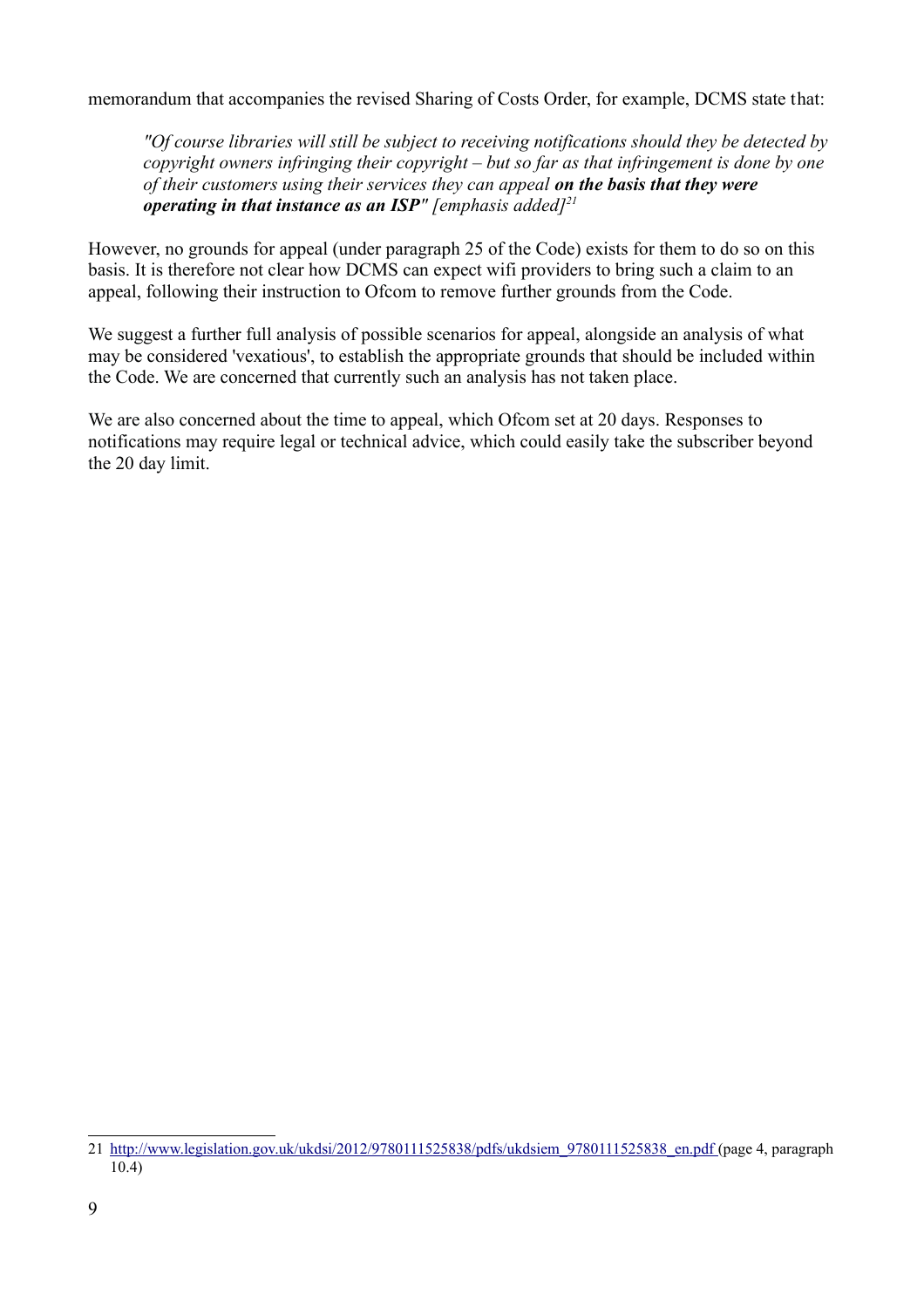memorandum that accompanies the revised Sharing of Costs Order, for example, DCMS state that:

> *"Of course libraries will still be subject to receiving notifications should they be detected by copyright owners infringing their copyright – but so far as that infringement is done by one of their customers using their services they can appeal* ***on the basis that they were operating in that instance as an ISP"*** *[emphasis added]*[21]

However, no grounds for appeal (under paragraph 25 of the Code) exists for them to do so on this basis. It is therefore not clear how DCMS can expect wifi providers to bring such a claim to an appeal, following their instruction to Ofcom to remove further grounds from the Code.

We suggest a further full analysis of possible scenarios for appeal, alongside an analysis of what may be considered 'vexatious', to establish the appropriate grounds that should be included within the Code. We are concerned that currently such an analysis has not taken place.

We are also concerned about the time to appeal, which Ofcom set at 20 days. Responses to notifications may require legal or technical advice, which could easily take the subscriber beyond the 20 day limit.

---

21 http://www.legislation.gov.uk/ukdsi/2012/9780111525838/pdfs/ukdsiem_9780111525838_en.pdf (page 4, paragraph 10.4)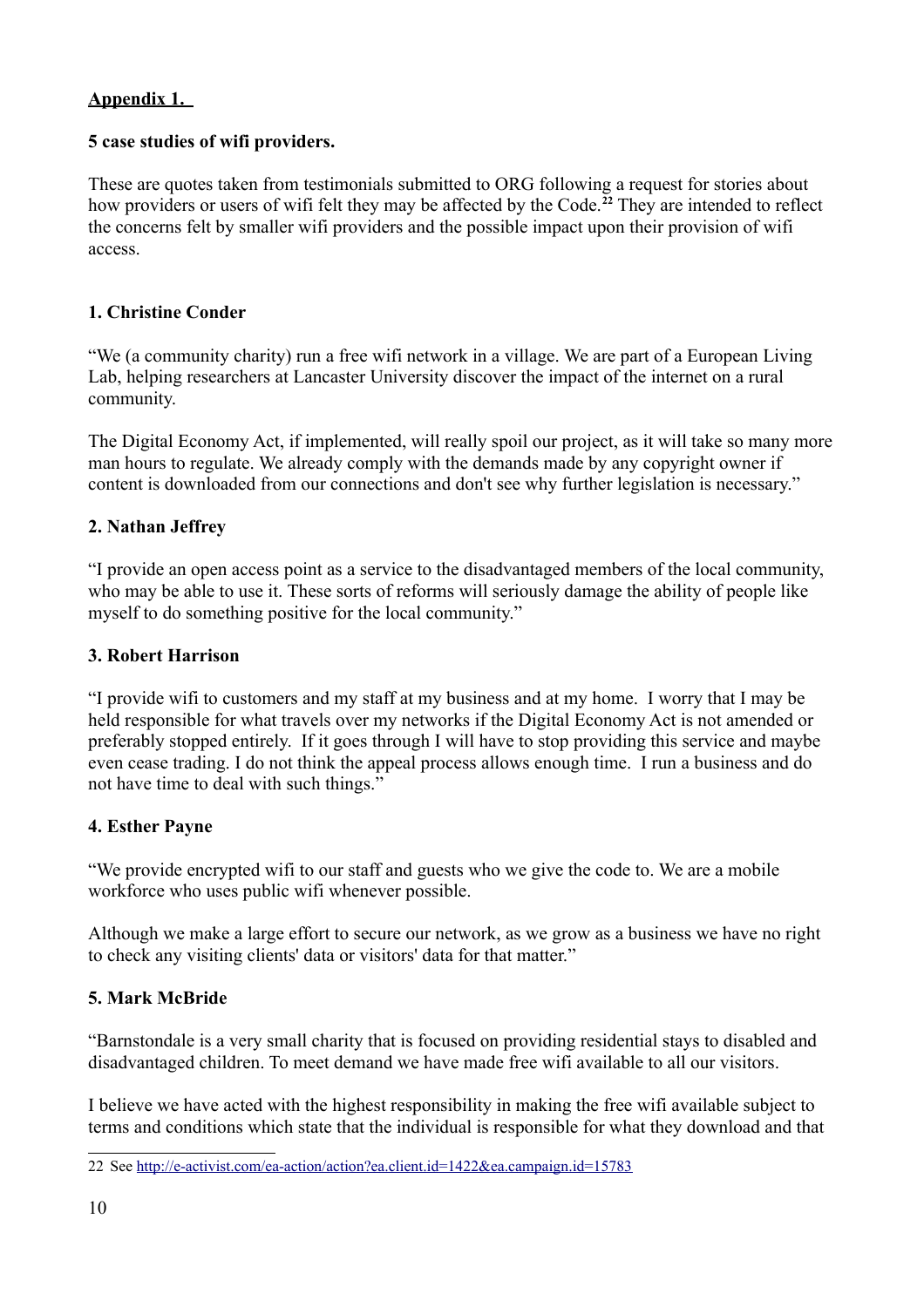**Appendix 1.**

**5 case studies of wifi providers.**

These are quotes taken from testimonials submitted to ORG following a request for stories about how providers or users of wifi felt they may be affected by the Code.[22] They are intended to reflect the concerns felt by smaller wifi providers and the possible impact upon their provision of wifi access.

**1. Christine Conder**

"We (a community charity) run a free wifi network in a village. We are part of a European Living Lab, helping researchers at Lancaster University discover the impact of the internet on a rural community.

The Digital Economy Act, if implemented, will really spoil our project, as it will take so many more man hours to regulate. We already comply with the demands made by any copyright owner if content is downloaded from our connections and don't see why further legislation is necessary."

**2. Nathan Jeffrey**

"I provide an open access point as a service to the disadvantaged members of the local community, who may be able to use it. These sorts of reforms will seriously damage the ability of people like myself to do something positive for the local community."

**3. Robert Harrison**

"I provide wifi to customers and my staff at my business and at my home. I worry that I may be held responsible for what travels over my networks if the Digital Economy Act is not amended or preferably stopped entirely. If it goes through I will have to stop providing this service and maybe even cease trading. I do not think the appeal process allows enough time. I run a business and do not have time to deal with such things."

**4. Esther Payne**

"We provide encrypted wifi to our staff and guests who we give the code to. We are a mobile workforce who uses public wifi whenever possible.

Although we make a large effort to secure our network, as we grow as a business we have no right to check any visiting clients' data or visitors' data for that matter."

**5. Mark McBride**

"Barnstondale is a very small charity that is focused on providing residential stays to disabled and disadvantaged children. To meet demand we have made free wifi available to all our visitors.

I believe we have acted with the highest responsibility in making the free wifi available subject to terms and conditions which state that the individual is responsible for what they download and that

---

22 See http://e-activist.com/ea-action/action?ea.client.id=1422&ea.campaign.id=15783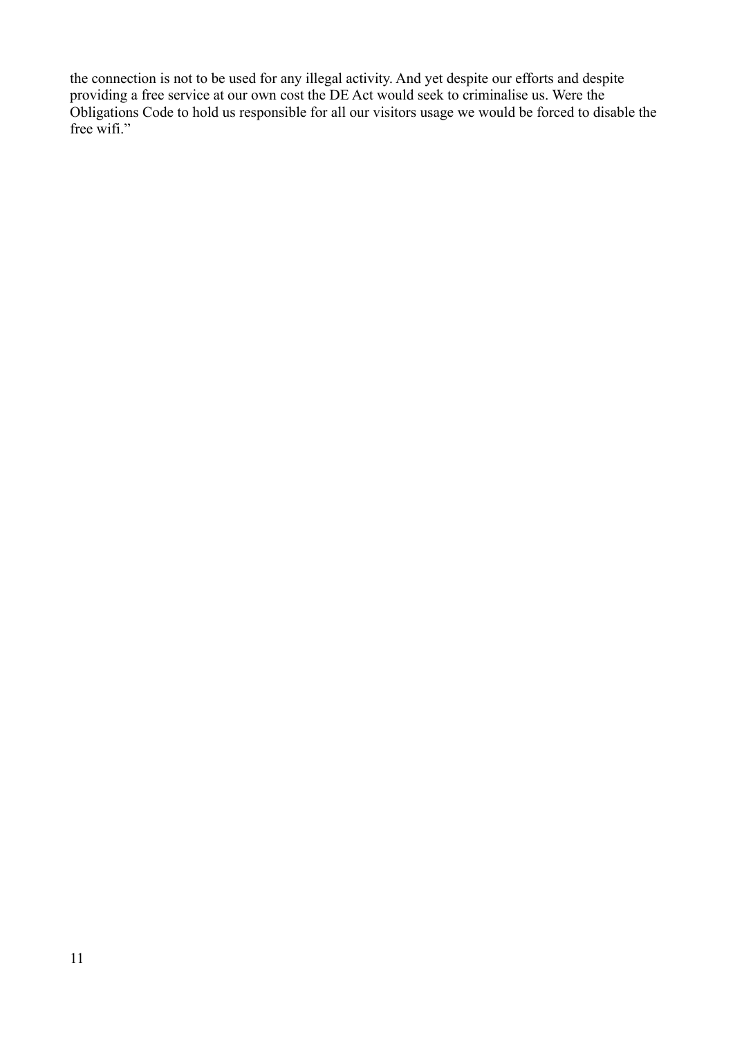the connection is not to be used for any illegal activity. And yet despite our efforts and despite providing a free service at our own cost the DE Act would seek to criminalise us. Were the Obligations Code to hold us responsible for all our visitors usage we would be forced to disable the free wifi."